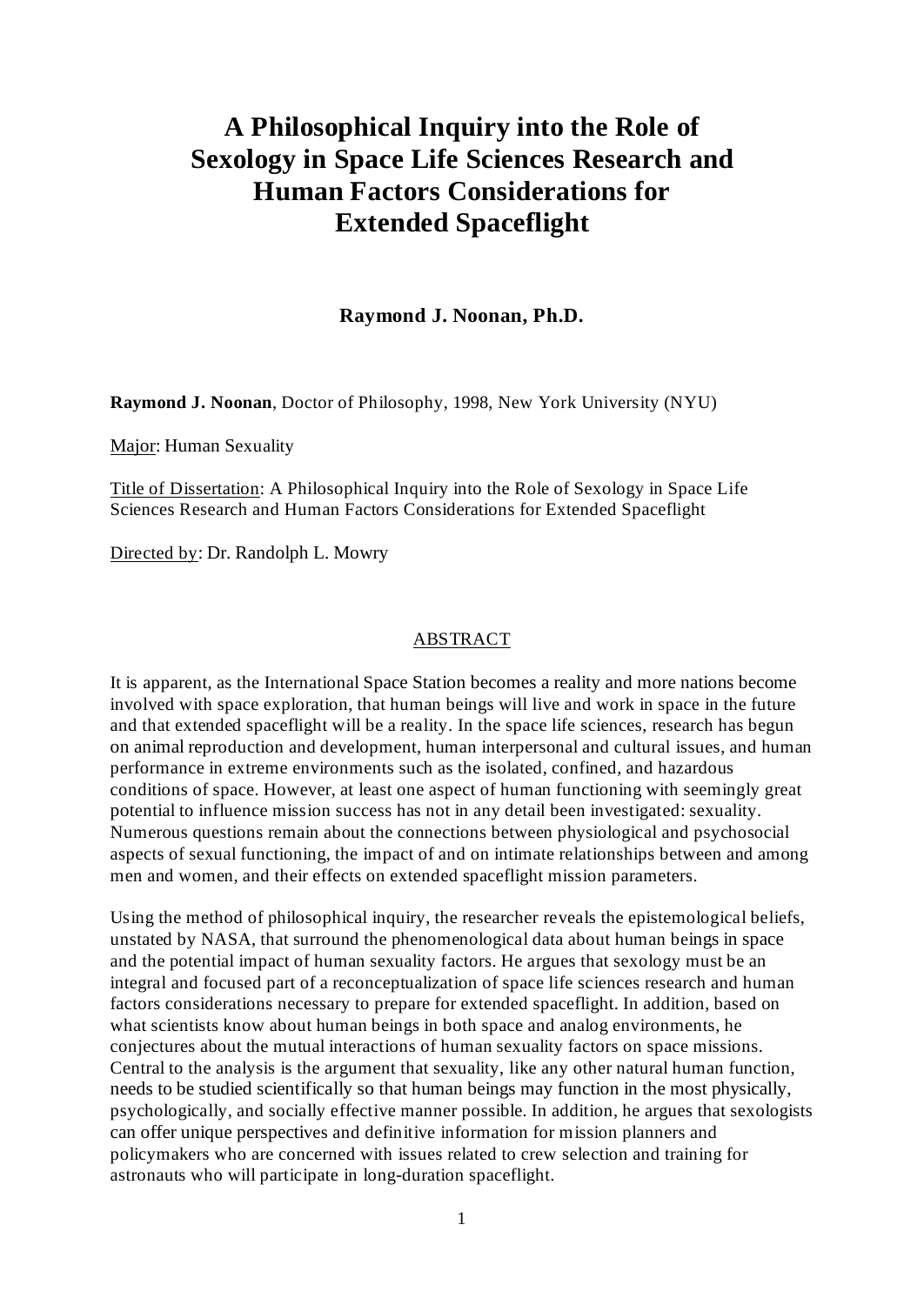# A Philosophical Inquiry into the Role of Sexology in Space Life Sciences Research and Human Factors Considerations for Extended Spaceflight

**Raymond J. Noonan, Ph.D.**

**Raymond J. Noonan**, Doctor of Philosophy, 1998, New York University (NYU)

Major: Human Sexuality

Title of Dissertation: A Philosophical Inquiry into the Role of Sexology in Space Life Sciences Research and Human Factors Considerations for Extended Spaceflight

Directed by: Dr. Randolph L. Mowry

## ABSTRACT

It is apparent, as the International Space Station becomes a reality and more nations become involved with space exploration, that human beings will live and work in space in the future and that extended spaceflight will be a reality. In the space life sciences, research has begun on animal reproduction and development, human interpersonal and cultural issues, and human performance in extreme environments such as the isolated, confined, and hazardous conditions of space. However, at least one aspect of human functioning with seemingly great potential to influence mission success has not in any detail been investigated: sexuality. Numerous questions remain about the connections between physiological and psychosocial aspects of sexual functioning, the impact of and on intimate relationships between and among men and women, and their effects on extended spaceflight mission parameters.

Using the method of philosophical inquiry, the researcher reveals the epistemological beliefs, unstated by NASA, that surround the phenomenological data about human beings in space and the potential impact of human sexuality factors. He argues that sexology must be an integral and focused part of a reconceptualization of space life sciences research and human factors considerations necessary to prepare for extended spaceflight. In addition, based on what scientists know about human beings in both space and analog environments, he conjectures about the mutual interactions of human sexuality factors on space missions. Central to the analysis is the argument that sexuality, like any other natural human function, needs to be studied scientifically so that human beings may function in the most physically, psychologically, and socially effective manner possible. In addition, he argues that sexologists can offer unique perspectives and definitive information for mission planners and policymakers who are concerned with issues related to crew selection and training for astronauts who will participate in long-duration spaceflight.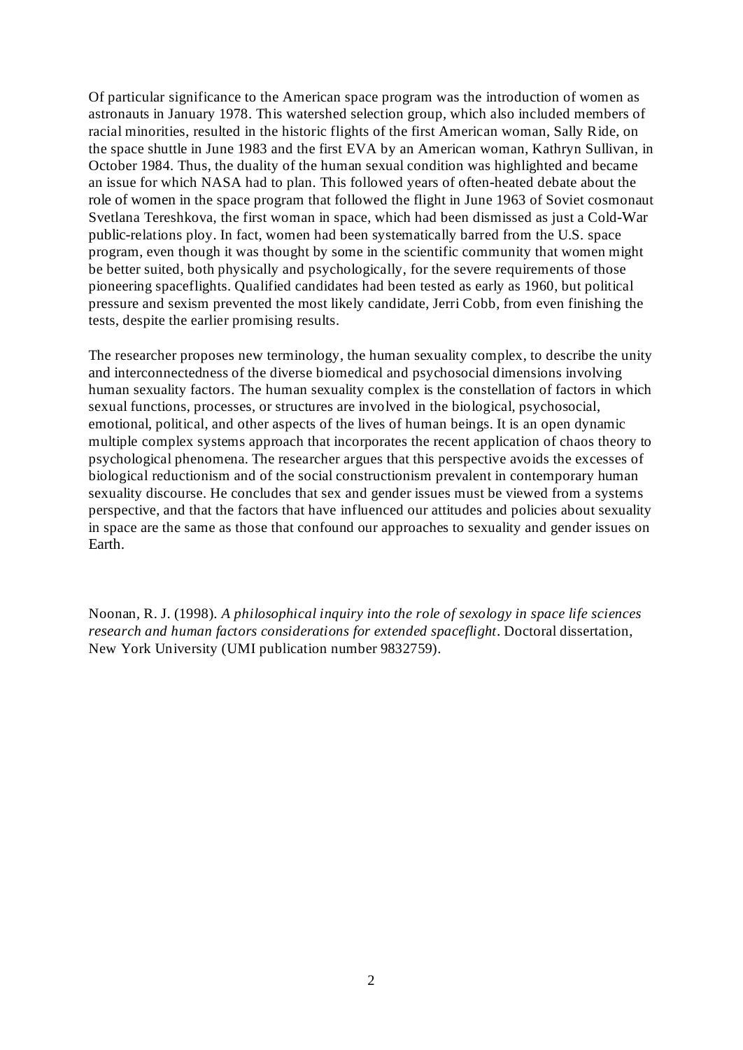Of particular significance to the American space program was the introduction of women as astronauts in January 1978. This watershed selection group, which also included members of racial minorities, resulted in the historic flights of the first American woman, Sally Ride, on the space shuttle in June 1983 and the first EVA by an American woman, Kathryn Sullivan, in October 1984. Thus, the duality of the human sexual condition was highlighted and became an issue for which NASA had to plan. This followed years of often-heated debate about the role of women in the space program that followed the flight in June 1963 of Soviet cosmonaut Svetlana Tereshkova, the first woman in space, which had been dismissed as just a Cold-War public-relations ploy. In fact, women had been systematically barred from the U.S. space program, even though it was thought by some in the scientific community that women might be better suited, both physically and psychologically, for the severe requirements of those pioneering spaceflights. Qualified candidates had been tested as early as 1960, but political pressure and sexism prevented the most likely candidate, Jerri Cobb, from even finishing the tests, despite the earlier promising results.

The researcher proposes new terminology, the human sexuality complex, to describe the unity and interconnectedness of the diverse biomedical and psychosocial dimensions involving human sexuality factors. The human sexuality complex is the constellation of factors in which sexual functions, processes, or structures are involved in the biological, psychosocial, emotional, political, and other aspects of the lives of human beings. It is an open dynamic multiple complex systems approach that incorporates the recent application of chaos theory to psychological phenomena. The researcher argues that this perspective avoids the excesses of biological reductionism and of the social constructionism prevalent in contemporary human sexuality discourse. He concludes that sex and gender issues must be viewed from a systems perspective, and that the factors that have influenced our attitudes and policies about sexuality in space are the same as those that confound our approaches to sexuality and gender issues on Earth.

Noonan, R. J. (1998). *A philosophical inquiry into the role of sexology in space life sciences research and human factors considerations for extended spaceflight*. Doctoral dissertation, New York University (UMI publication number 9832759).